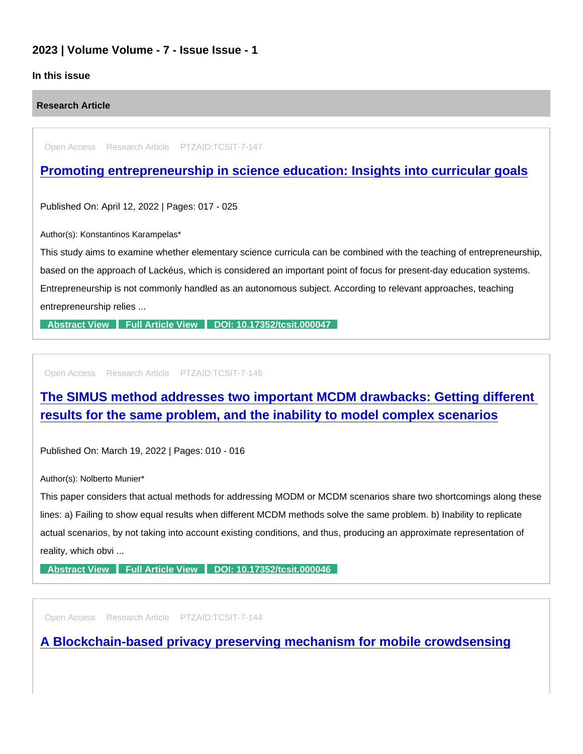## 2023 | Volume Volume - 7 - Issue Issue - 1

**In this issue**

### Research Article

Open Access Research Article PTZAID:TCSIT-7-147

### Promoting entrepreneurship in science education: Insights into curricular goals

Published On: April 12, 2022 | Pages: 017 - 025

Author(s): Konstantinos Karampelas*

This study aims to examine whether elementary science curricula can be combined with the teaching of entrepreneurship, based on the approach of Lackéus, which is considered an important point of focus for present-day education systems. Entrepreneurship is not commonly handled as an autonomous subject. According to relevant approaches, teaching entrepreneurship relies ...

Abstract View | Full Article View | DOI: 10.17352/tcsit.000047

Open Access Research Article PTZAID:TCSIT-7-146

### The SIMUS method addresses two important MCDM drawbacks: Getting different results for the same problem, and the inability to model complex scenarios

Published On: March 19, 2022 | Pages: 010 - 016

Author(s): Nolberto Munier*

This paper considers that actual methods for addressing MODM or MCDM scenarios share two shortcomings along these lines: a) Failing to show equal results when different MCDM methods solve the same problem. b) Inability to replicate actual scenarios, by not taking into account existing conditions, and thus, producing an approximate representation of reality, which obvi ...

Abstract View | Full Article View | DOI: 10.17352/tcsit.000046

Open Access Research Article PTZAID:TCSIT-7-144

### A Blockchain-based privacy preserving mechanism for mobile crowdsensing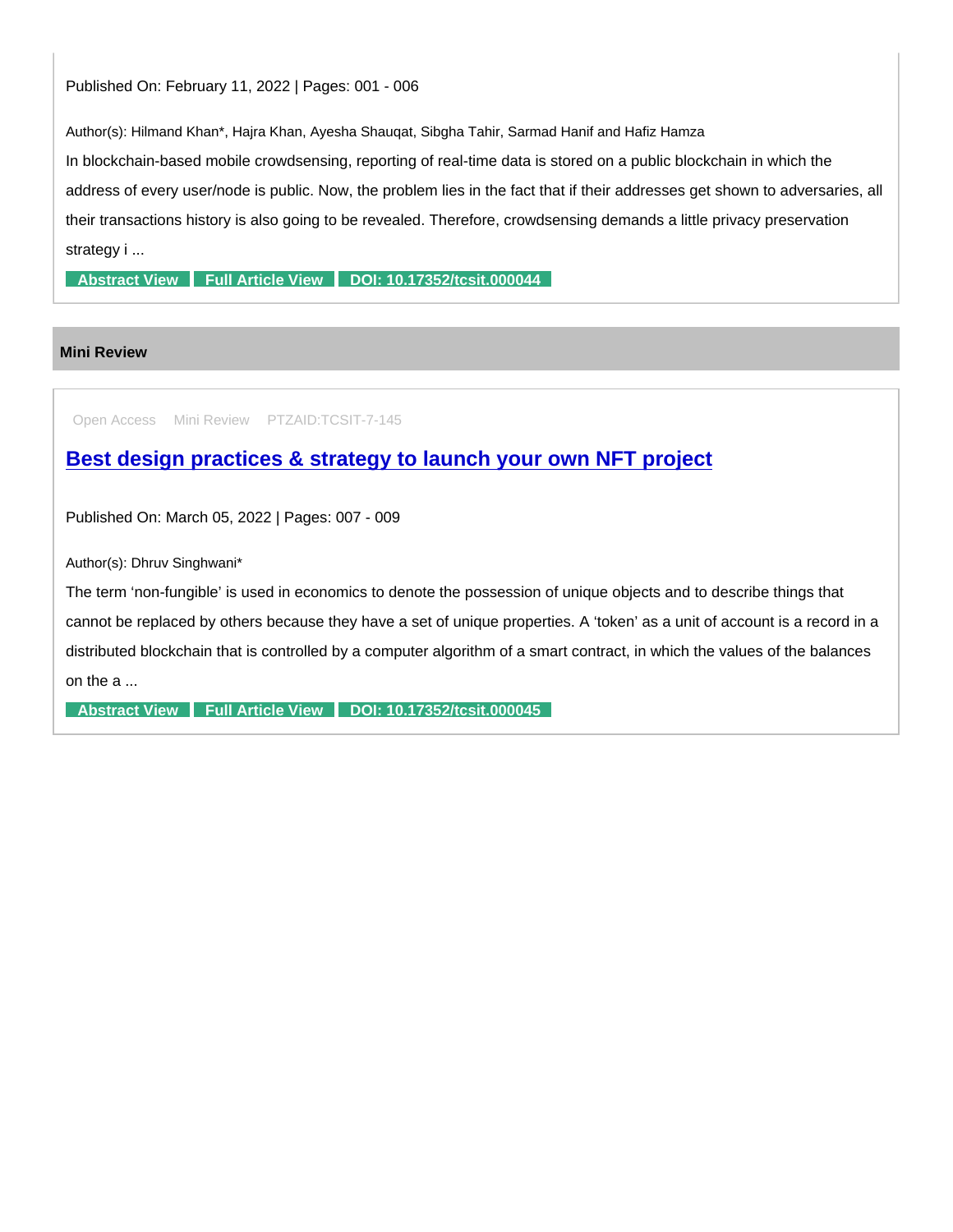Published On: February 11, 2022 | Pages: 001 - 006

Author(s): Hilmand Khan*, Hajra Khan, Ayesha Shauqat, Sibgha Tahir, Sarmad Hanif and Hafiz Hamza

In blockchain-based mobile crowdsensing, reporting of real-time data is stored on a public blockchain in which the address of every user/node is public. Now, the problem lies in the fact that if their addresses get shown to adversaries, all their transactions history is also going to be revealed. Therefore, crowdsensing demands a little privacy preservation strategy i ...

**Abstract View** **Full Article View** **DOI: 10.17352/tcsit.000044**

## Mini Review

Open Access Mini Review PTZAID:TCSIT-7-145

### Best design practices & strategy to launch your own NFT project

Published On: March 05, 2022 | Pages: 007 - 009

Author(s): Dhruv Singhwani*

The term 'non-fungible' is used in economics to denote the possession of unique objects and to describe things that cannot be replaced by others because they have a set of unique properties. A 'token' as a unit of account is a record in a distributed blockchain that is controlled by a computer algorithm of a smart contract, in which the values of the balances on the a ...

**Abstract View** **Full Article View** **DOI: 10.17352/tcsit.000045**